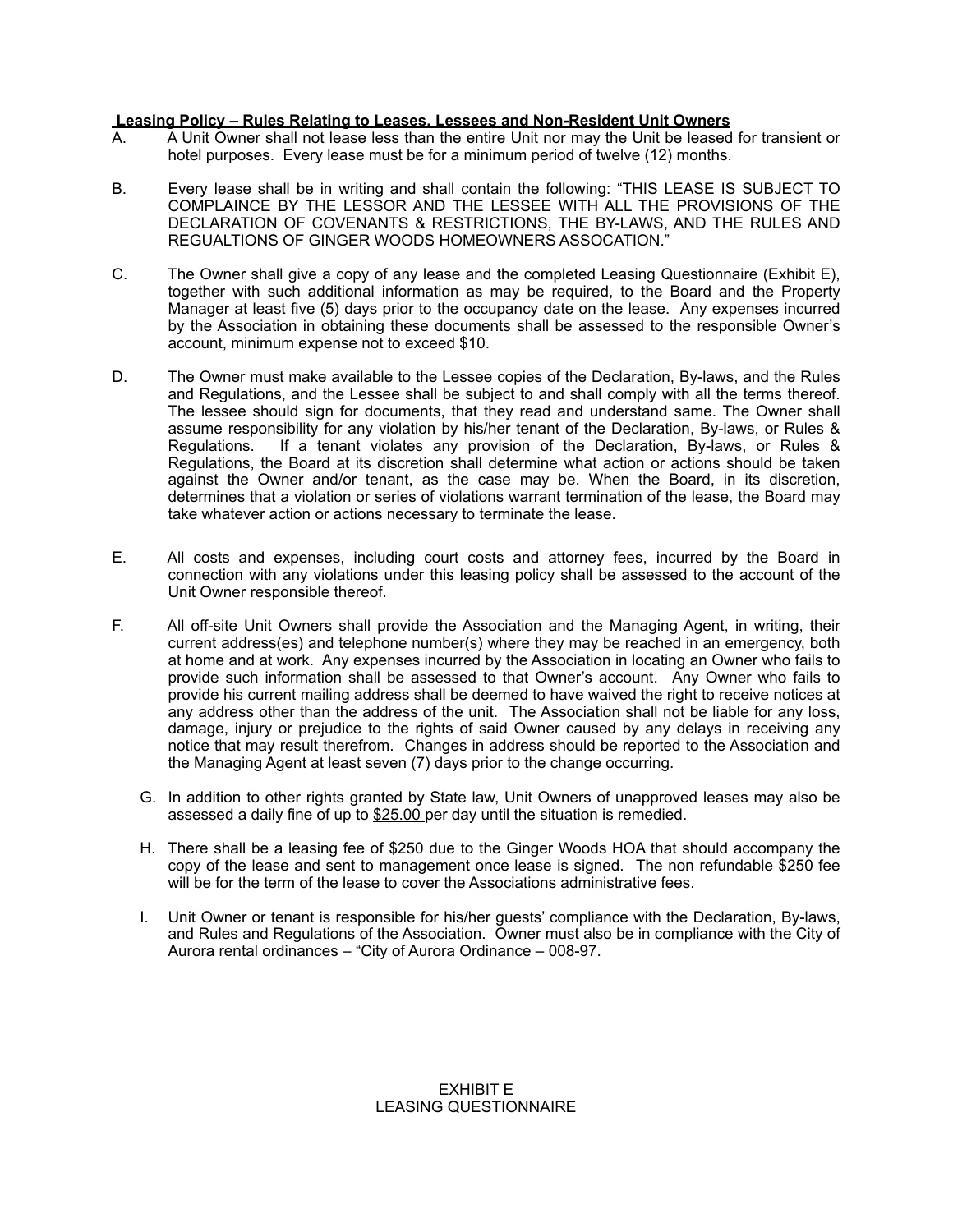**Leasing Policy – Rules Relating to Leases, Lessees and Non-Resident Unit Owners**

A. A Unit Owner shall not lease less than the entire Unit nor may the Unit be leased for transient or hotel purposes. Every lease must be for a minimum period of twelve (12) months.

B. Every lease shall be in writing and shall contain the following: "THIS LEASE IS SUBJECT TO COMPLAINCE BY THE LESSOR AND THE LESSEE WITH ALL THE PROVISIONS OF THE DECLARATION OF COVENANTS & RESTRICTIONS, THE BY-LAWS, AND THE RULES AND REGUALTIONS OF GINGER WOODS HOMEOWNERS ASSOCATION."

C. The Owner shall give a copy of any lease and the completed Leasing Questionnaire (Exhibit E), together with such additional information as may be required, to the Board and the Property Manager at least five (5) days prior to the occupancy date on the lease. Any expenses incurred by the Association in obtaining these documents shall be assessed to the responsible Owner's account, minimum expense not to exceed $10.

D. The Owner must make available to the Lessee copies of the Declaration, By-laws, and the Rules and Regulations, and the Lessee shall be subject to and shall comply with all the terms thereof. The lessee should sign for documents, that they read and understand same. The Owner shall assume responsibility for any violation by his/her tenant of the Declaration, By-laws, or Rules & Regulations. If a tenant violates any provision of the Declaration, By-laws, or Rules & Regulations, the Board at its discretion shall determine what action or actions should be taken against the Owner and/or tenant, as the case may be. When the Board, in its discretion, determines that a violation or series of violations warrant termination of the lease, the Board may take whatever action or actions necessary to terminate the lease.

E. All costs and expenses, including court costs and attorney fees, incurred by the Board in connection with any violations under this leasing policy shall be assessed to the account of the Unit Owner responsible thereof.

F. All off-site Unit Owners shall provide the Association and the Managing Agent, in writing, their current address(es) and telephone number(s) where they may be reached in an emergency, both at home and at work. Any expenses incurred by the Association in locating an Owner who fails to provide such information shall be assessed to that Owner's account. Any Owner who fails to provide his current mailing address shall be deemed to have waived the right to receive notices at any address other than the address of the unit. The Association shall not be liable for any loss, damage, injury or prejudice to the rights of said Owner caused by any delays in receiving any notice that may result therefrom. Changes in address should be reported to the Association and the Managing Agent at least seven (7) days prior to the change occurring.

G. In addition to other rights granted by State law, Unit Owners of unapproved leases may also be assessed a daily fine of up to $25.00 per day until the situation is remedied.

H. There shall be a leasing fee of $250 due to the Ginger Woods HOA that should accompany the copy of the lease and sent to management once lease is signed. The non refundable $250 fee will be for the term of the lease to cover the Associations administrative fees.

I. Unit Owner or tenant is responsible for his/her guests' compliance with the Declaration, By-laws, and Rules and Regulations of the Association. Owner must also be in compliance with the City of Aurora rental ordinances – "City of Aurora Ordinance – 008-97.

EXHIBIT E
LEASING QUESTIONNAIRE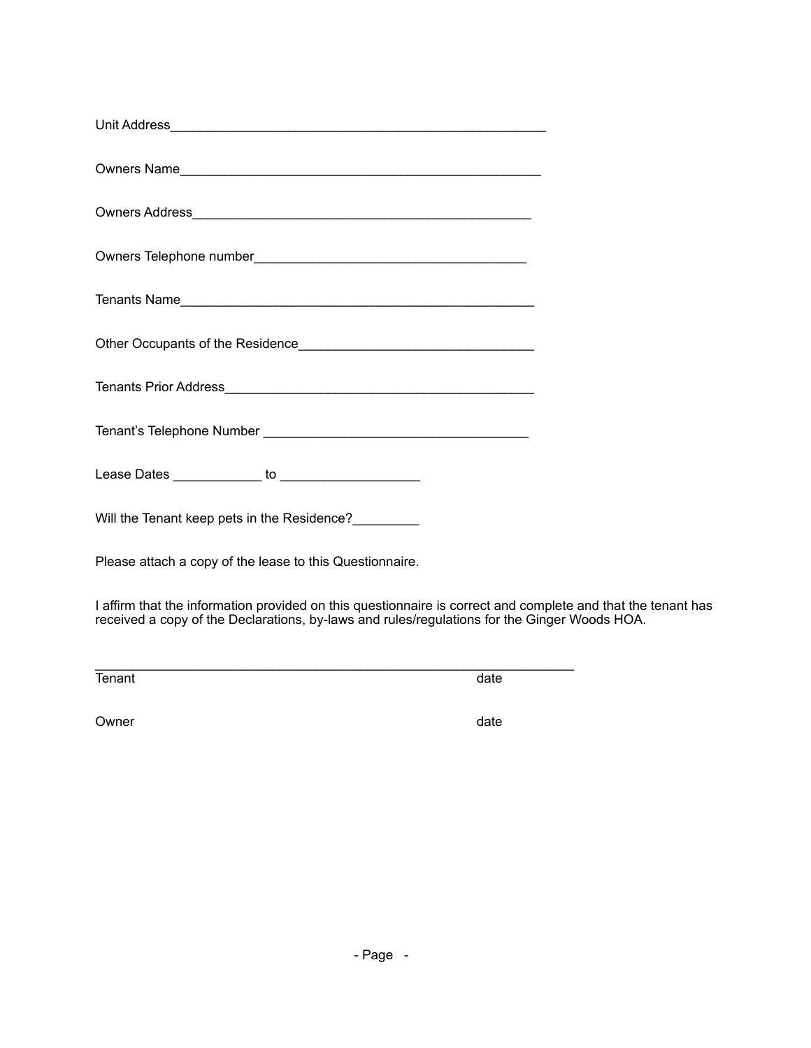Unit Address_____________________________________________________

Owners Name____________________________________________________

Owners Address_________________________________________________

Owners Telephone number_____________________________________

Tenants Name___________________________________________________

Other Occupants of the Residence________________________________

Tenants Prior Address_______________________________________

Tenant's Telephone Number ____________________________________

Lease Dates ____________ to ___________________

Will the Tenant keep pets in the Residence?_________

Please attach a copy of the lease to this Questionnaire.

I affirm that the information provided on this questionnaire is correct and complete and that the tenant has received a copy of the Declarations, by-laws and rules/regulations for the Ginger Woods HOA.

_____________________________________________________________________

Tenant date

Owner date